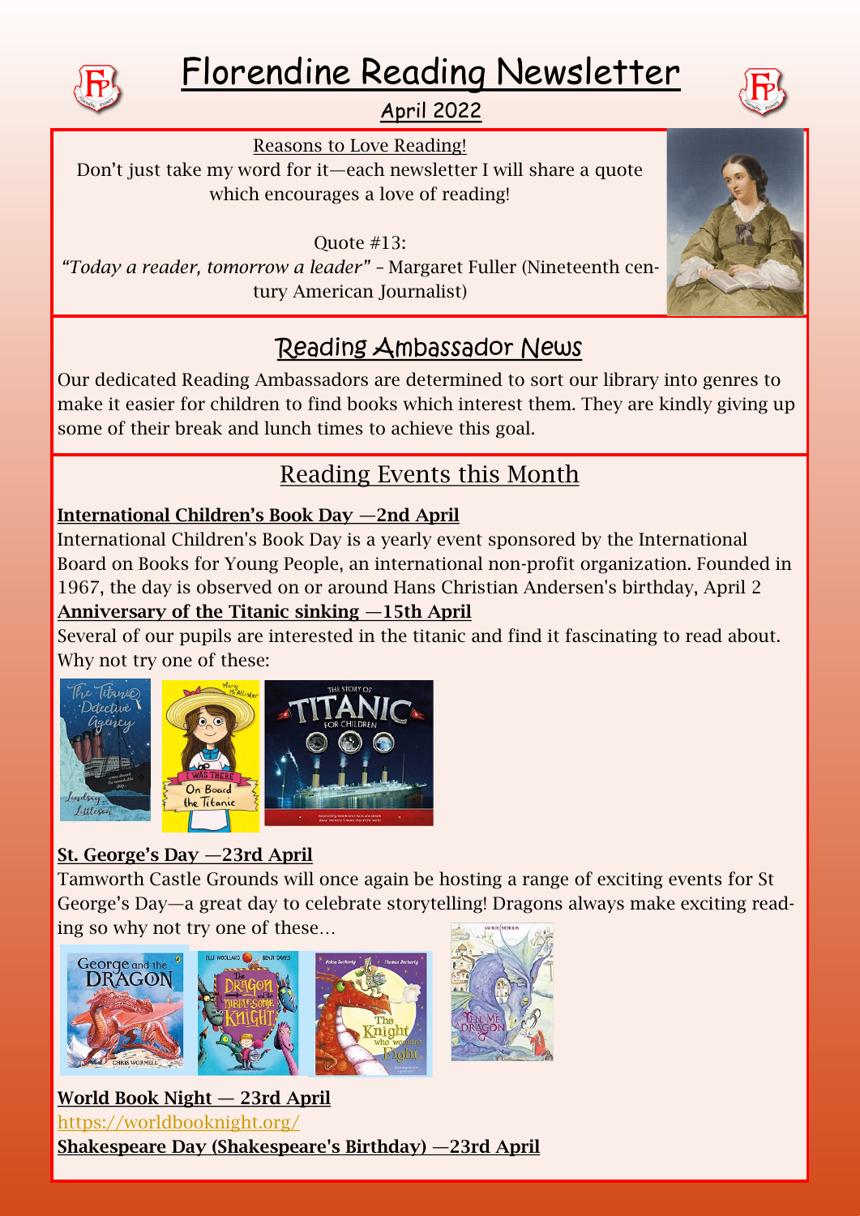# Florendine Reading Newsletter

April 2022

Reasons to Love Reading!

Don't just take my word for it—each newsletter I will share a quote which encourages a love of reading!

Quote #13:

*"Today a reader, tomorrow a leader"* – Margaret Fuller (Nineteenth century American Journalist)

## Reading Ambassador News

Our dedicated Reading Ambassadors are determined to sort our library into genres to make it easier for children to find books which interest them. They are kindly giving up some of their break and lunch times to achieve this goal.

## Reading Events this Month

**International Children's Book Day —2nd April**

International Children's Book Day is a yearly event sponsored by the International Board on Books for Young People, an international non-profit organization. Founded in 1967, the day is observed on or around Hans Christian Andersen's birthday, April 2

**Anniversary of the Titanic sinking —15th April**

Several of our pupils are interested in the titanic and find it fascinating to read about. Why not try one of these:

**St. George's Day —23rd April**

Tamworth Castle Grounds will once again be hosting a range of exciting events for St George's Day—a great day to celebrate storytelling! Dragons always make exciting reading so why not try one of these…

**World Book Night — 23rd April**

https://worldbooknight.org/

**Shakespeare Day (Shakespeare's Birthday) —23rd April**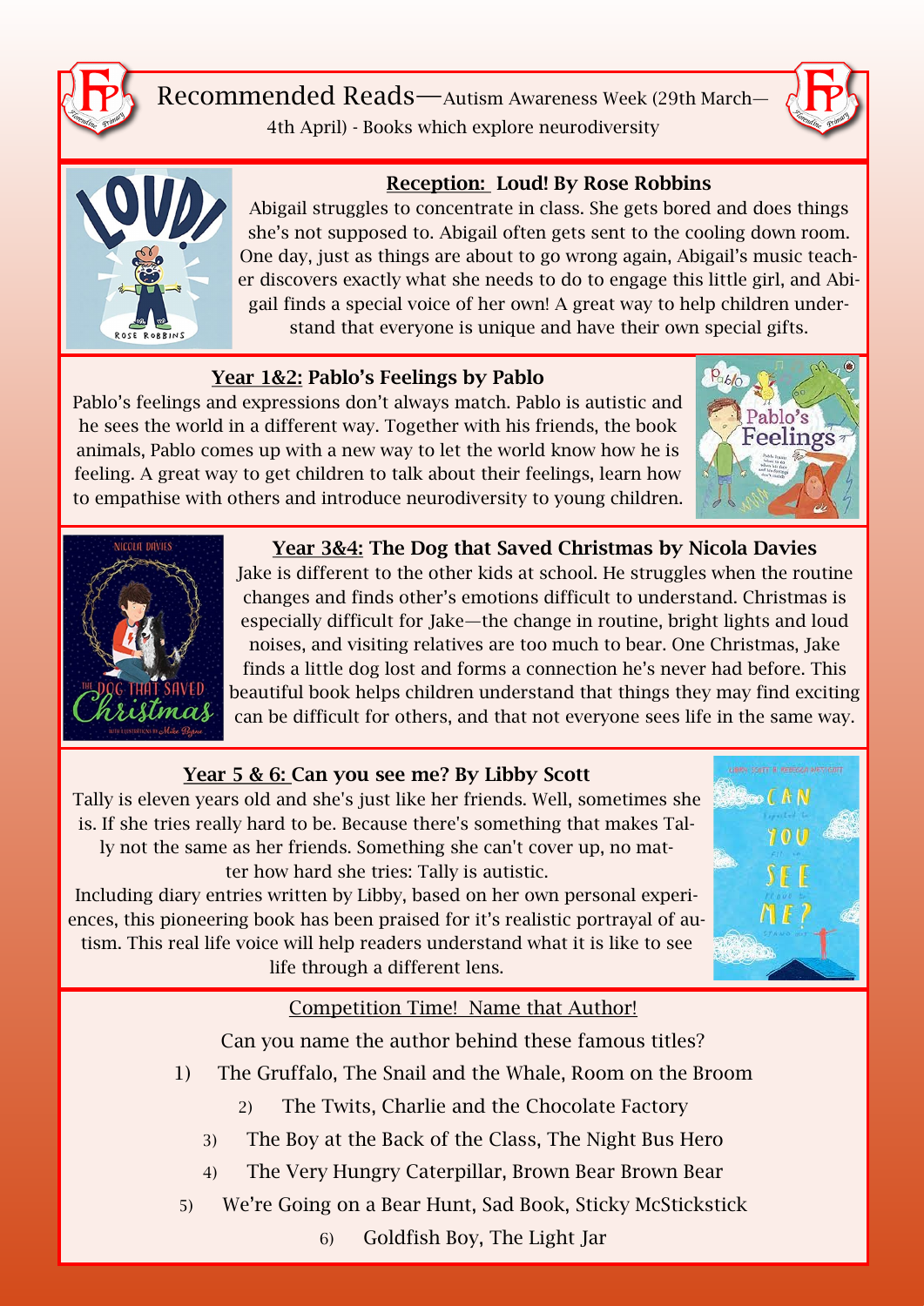# Recommended Reads—Autism Awareness Week (29th March—4th April) - Books which explore neurodiversity

## Reception: Loud! By Rose Robbins

Abigail struggles to concentrate in class. She gets bored and does things she's not supposed to. Abigail often gets sent to the cooling down room. One day, just as things are about to go wrong again, Abigail's music teacher discovers exactly what she needs to do to engage this little girl, and Abigail finds a special voice of her own! A great way to help children understand that everyone is unique and have their own special gifts.

## Year 1&2: Pablo's Feelings by Pablo

Pablo's feelings and expressions don't always match. Pablo is autistic and he sees the world in a different way. Together with his friends, the book animals, Pablo comes up with a new way to let the world know how he is feeling. A great way to get children to talk about their feelings, learn how to empathise with others and introduce neurodiversity to young children.

## Year 3&4: The Dog that Saved Christmas by Nicola Davies

Jake is different to the other kids at school. He struggles when the routine changes and finds other's emotions difficult to understand. Christmas is especially difficult for Jake—the change in routine, bright lights and loud noises, and visiting relatives are too much to bear. One Christmas, Jake finds a little dog lost and forms a connection he's never had before. This beautiful book helps children understand that things they may find exciting can be difficult for others, and that not everyone sees life in the same way.

## Year 5 & 6: Can you see me? By Libby Scott

Tally is eleven years old and she's just like her friends. Well, sometimes she is. If she tries really hard to be. Because there's something that makes Tally not the same as her friends. Something she can't cover up, no matter how hard she tries: Tally is autistic.

Including diary entries written by Libby, based on her own personal experiences, this pioneering book has been praised for it's realistic portrayal of autism. This real life voice will help readers understand what it is like to see life through a different lens.

## Competition Time! Name that Author!

Can you name the author behind these famous titles?

1) The Gruffalo, The Snail and the Whale, Room on the Broom
2) The Twits, Charlie and the Chocolate Factory
3) The Boy at the Back of the Class, The Night Bus Hero
4) The Very Hungry Caterpillar, Brown Bear Brown Bear
5) We're Going on a Bear Hunt, Sad Book, Sticky McStickstick
6) Goldfish Boy, The Light Jar